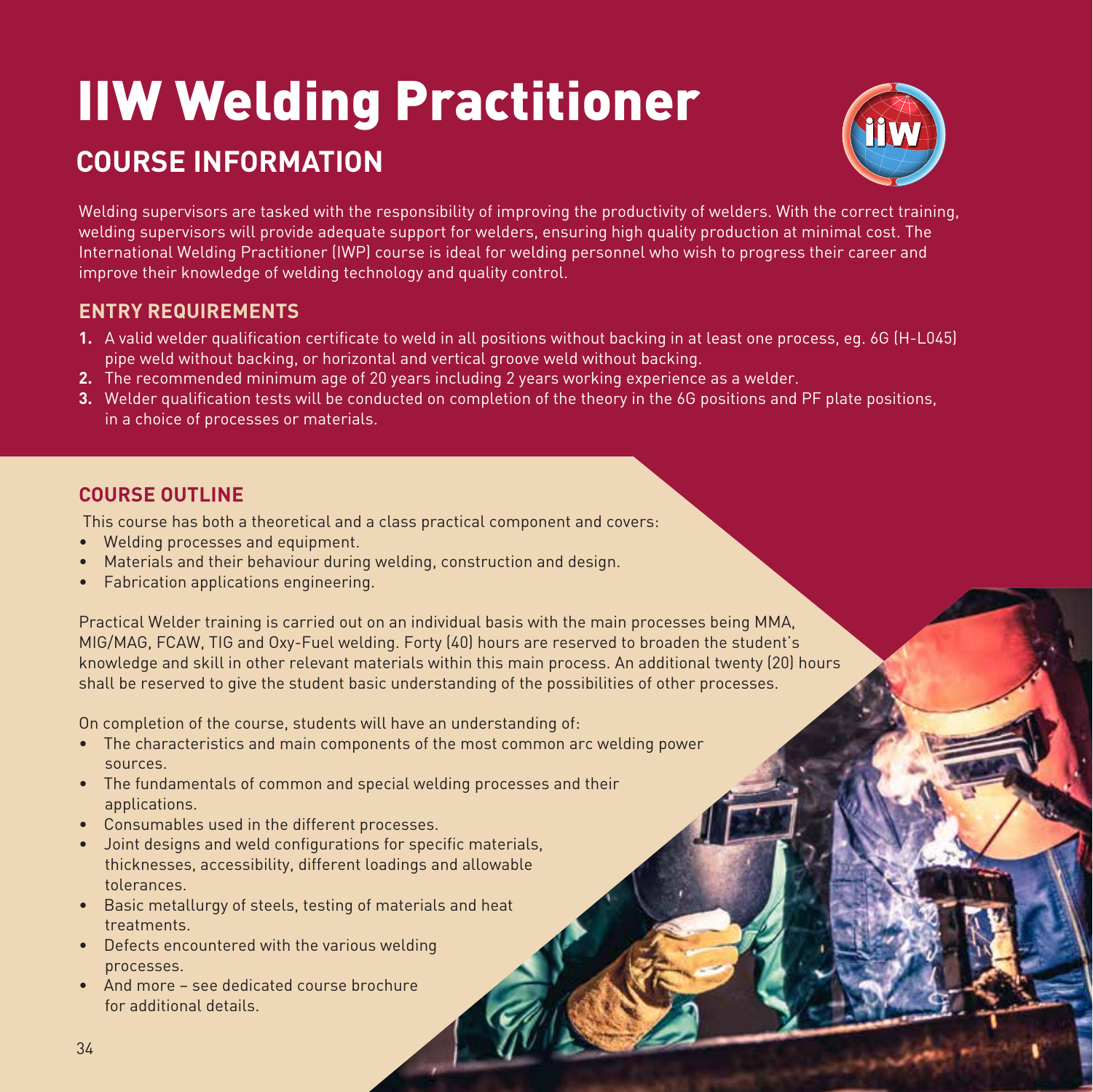# IIW Welding Practitioner

## COURSE INFORMATION

Welding supervisors are tasked with the responsibility of improving the productivity of welders. With the correct training, welding supervisors will provide adequate support for welders, ensuring high quality production at minimal cost. The International Welding Practitioner (IWP) course is ideal for welding personnel who wish to progress their career and improve their knowledge of welding technology and quality control.

### ENTRY REQUIREMENTS

1. A valid welder qualification certificate to weld in all positions without backing in at least one process, eg. 6G (H-L045) pipe weld without backing, or horizontal and vertical groove weld without backing.
2. The recommended minimum age of 20 years including 2 years working experience as a welder.
3. Welder qualification tests will be conducted on completion of the theory in the 6G positions and PF plate positions, in a choice of processes or materials.

### COURSE OUTLINE

This course has both a theoretical and a class practical component and covers:

- Welding processes and equipment.
- Materials and their behaviour during welding, construction and design.
- Fabrication applications engineering.

Practical Welder training is carried out on an individual basis with the main processes being MMA, MIG/MAG, FCAW, TIG and Oxy-Fuel welding. Forty (40) hours are reserved to broaden the student's knowledge and skill in other relevant materials within this main process. An additional twenty (20) hours shall be reserved to give the student basic understanding of the possibilities of other processes.

On completion of the course, students will have an understanding of:

- The characteristics and main components of the most common arc welding power sources.
- The fundamentals of common and special welding processes and their applications.
- Consumables used in the different processes.
- Joint designs and weld configurations for specific materials, thicknesses, accessibility, different loadings and allowable tolerances.
- Basic metallurgy of steels, testing of materials and heat treatments.
- Defects encountered with the various welding processes.
- And more – see dedicated course brochure for additional details.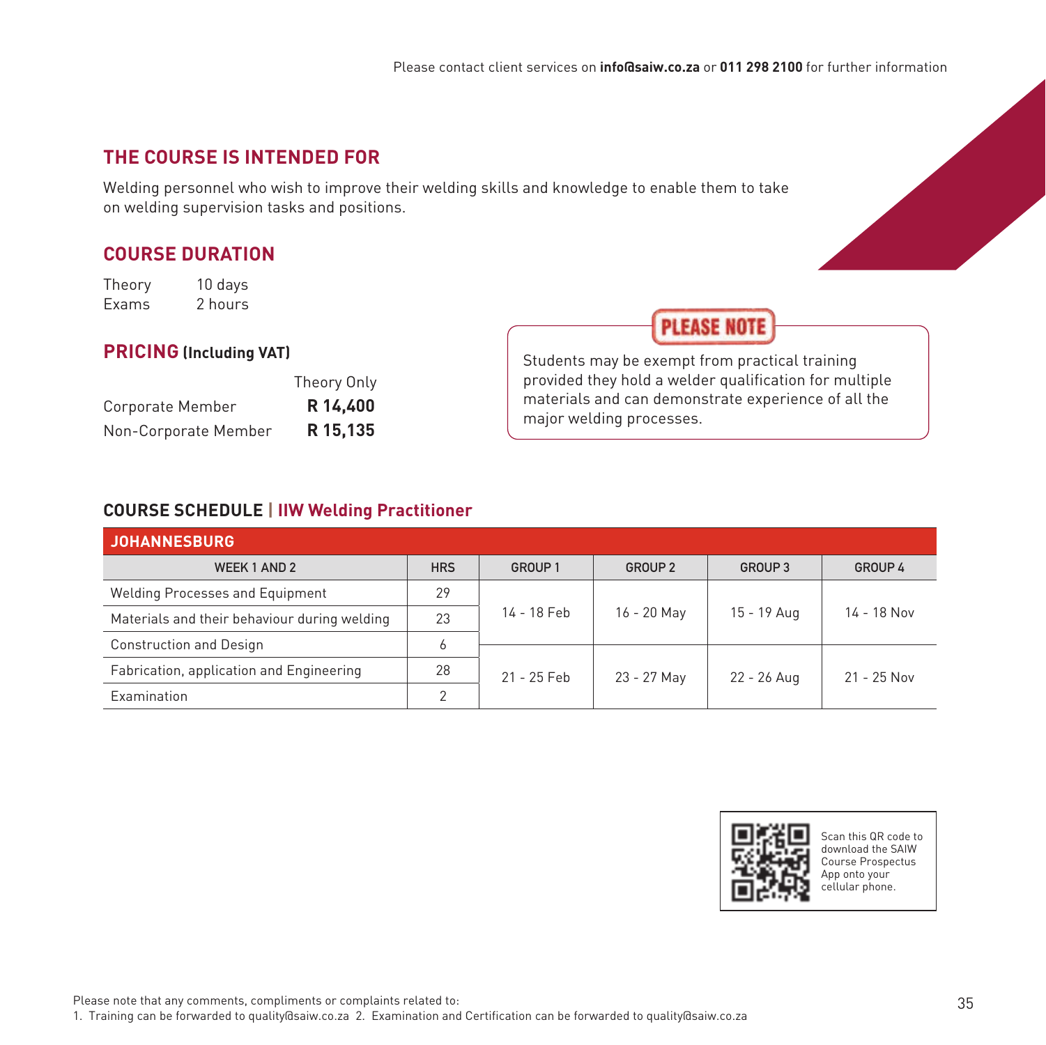Please contact client services on **info@saiw.co.za** or **011 298 2100** for further information

## THE COURSE IS INTENDED FOR

Welding personnel who wish to improve their welding skills and knowledge to enable them to take on welding supervision tasks and positions.

## COURSE DURATION

| | |
|---|---|
| Theory | 10 days |
| Exams | 2 hours |

## PRICING (Including VAT)

| | Theory Only |
|---|---|
| Corporate Member | **R 14,400** |
| Non-Corporate Member | **R 15,135** |

**PLEASE NOTE**

Students may be exempt from practical training provided they hold a welder qualification for multiple materials and can demonstrate experience of all the major welding processes.

## COURSE SCHEDULE | IIW Welding Practitioner

| JOHANNESBURG | | | | | |
|---|---|---|---|---|---|
| WEEK 1 AND 2 | HRS | GROUP 1 | GROUP 2 | GROUP 3 | GROUP 4 |
| Welding Processes and Equipment | 29 | 14 - 18 Feb | 16 - 20 May | 15 - 19 Aug | 14 - 18 Nov |
| Materials and their behaviour during welding | 23 | | | | |
| Construction and Design | 6 | 21 - 25 Feb | 23 - 27 May | 22 - 26 Aug | 21 - 25 Nov |
| Fabrication, application and Engineering | 28 | | | | |
| Examination | 2 | | | | |

Scan this QR code to download the SAIW Course Prospectus App onto your cellular phone.

Please note that any comments, compliments or complaints related to:
1. Training can be forwarded to quality@saiw.co.za 2. Examination and Certification can be forwarded to quality@saiw.co.za